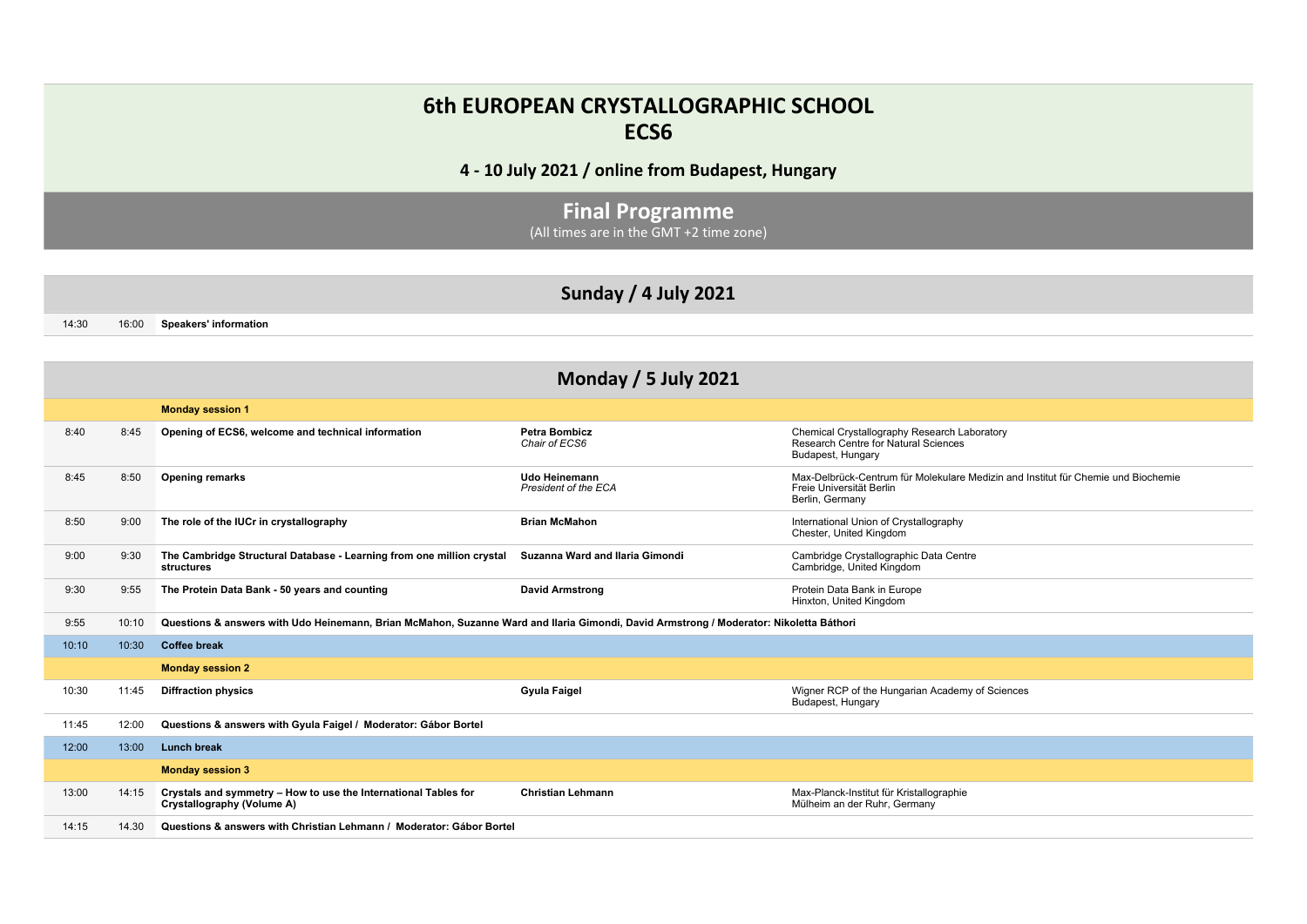# 6th EUROPEAN CRYSTALLOGRAPHIC SCHOOL
# ECS6

### 4 - 10 July 2021 / online from Budapest, Hungary

## Final Programme

(All times are in the GMT +2 time zone)

## Sunday / 4 July 2021

| Start | End | Event | | |
|---|---|---|---|---|
| 14:30 | 16:00 | **Speakers' information** | | |

## Monday / 5 July 2021

| Start | End | Event | Speaker | Affiliation |
|---|---|---|---|---|
| | | **Monday session 1** | | |
| 8:40 | 8:45 | **Opening of ECS6, welcome and technical information** | **Petra Bombicz**<br>*Chair of ECS6* | Chemical Crystallography Research Laboratory<br>Research Centre for Natural Sciences<br>Budapest, Hungary |
| 8:45 | 8:50 | **Opening remarks** | **Udo Heinemann**<br>*President of the ECA* | Max-Delbrück-Centrum für Molekulare Medizin and Institut für Chemie und Biochemie<br>Freie Universität Berlin<br>Berlin, Germany |
| 8:50 | 9:00 | **The role of the IUCr in crystallography** | **Brian McMahon** | International Union of Crystallography<br>Chester, United Kingdom |
| 9:00 | 9:30 | **The Cambridge Structural Database - Learning from one million crystal structures** | **Suzanna Ward and Ilaria Gimondi** | Cambridge Crystallographic Data Centre<br>Cambridge, United Kingdom |
| 9:30 | 9:55 | **The Protein Data Bank - 50 years and counting** | **David Armstrong** | Protein Data Bank in Europe<br>Hinxton, United Kingdom |
| 9:55 | 10:10 | **Questions & answers with Udo Heinemann, Brian McMahon, Suzanne Ward and Ilaria Gimondi, David Armstrong / Moderator: Nikoletta Báthori** | | |
| 10:10 | 10:30 | **Coffee break** | | |
| | | **Monday session 2** | | |
| 10:30 | 11:45 | **Diffraction physics** | **Gyula Faigel** | Wigner RCP of the Hungarian Academy of Sciences<br>Budapest, Hungary |
| 11:45 | 12:00 | **Questions & answers with Gyula Faigel / Moderator: Gábor Bortel** | | |
| 12:00 | 13:00 | **Lunch break** | | |
| | | **Monday session 3** | | |
| 13:00 | 14:15 | **Crystals and symmetry – How to use the International Tables for Crystallography (Volume A)** | **Christian Lehmann** | Max-Planck-Institut für Kristallographie<br>Mülheim an der Ruhr, Germany |
| 14:15 | 14.30 | **Questions & answers with Christian Lehmann / Moderator: Gábor Bortel** | | |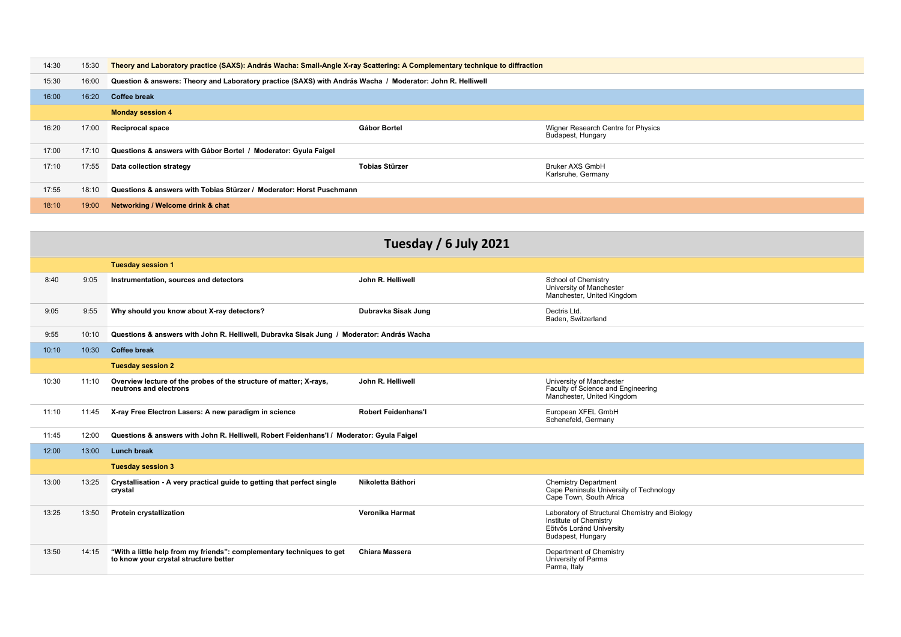| | | | | |
|---|---|---|---|---|
| 14:30 | 15:30 | **Theory and Laboratory practice (SAXS): András Wacha: Small-Angle X-ray Scattering: A Complementary technique to diffraction** | | |
| 15:30 | 16:00 | **Question & answers: Theory and Laboratory practice (SAXS) with András Wacha / Moderator: John R. Helliwell** | | |
| 16:00 | 16:20 | **Coffee break** | | |
| | | **Monday session 4** | | |
| 16:20 | 17:00 | **Reciprocal space** | **Gábor Bortel** | Wigner Research Centre for Physics<br>Budapest, Hungary |
| 17:00 | 17:10 | **Questions & answers with Gábor Bortel / Moderator: Gyula Faigel** | | |
| 17:10 | 17:55 | **Data collection strategy** | **Tobias Stürzer** | Bruker AXS GmbH<br>Karlsruhe, Germany |
| 17:55 | 18:10 | **Questions & answers with Tobias Stürzer / Moderator: Horst Puschmann** | | |
| 18:10 | 19:00 | **Networking / Welcome drink & chat** | | |

## Tuesday / 6 July 2021

| | | | | |
|---|---|---|---|---|
| | | **Tuesday session 1** | | |
| 8:40 | 9:05 | **Instrumentation, sources and detectors** | **John R. Helliwell** | School of Chemistry<br>University of Manchester<br>Manchester, United Kingdom |
| 9:05 | 9:55 | **Why should you know about X-ray detectors?** | **Dubravka Sisak Jung** | Dectris Ltd.<br>Baden, Switzerland |
| 9:55 | 10:10 | **Questions & answers with John R. Helliwell, Dubravka Sisak Jung / Moderator: András Wacha** | | |
| 10:10 | 10:30 | **Coffee break** | | |
| | | **Tuesday session 2** | | |
| 10:30 | 11:10 | **Overview lecture of the probes of the structure of matter; X-rays, neutrons and electrons** | **John R. Helliwell** | University of Manchester<br>Faculty of Science and Engineering<br>Manchester, United Kingdom |
| 11:10 | 11:45 | **X-ray Free Electron Lasers: A new paradigm in science** | **Robert Feidenhans'l** | European XFEL GmbH<br>Schenefeld, Germany |
| 11:45 | 12:00 | **Questions & answers with John R. Helliwell, Robert Feidenhans'l / Moderator: Gyula Faigel** | | |
| 12:00 | 13:00 | **Lunch break** | | |
| | | **Tuesday session 3** | | |
| 13:00 | 13:25 | **Crystallisation - A very practical guide to getting that perfect single crystal** | **Nikoletta Báthori** | Chemistry Department<br>Cape Peninsula University of Technology<br>Cape Town, South Africa |
| 13:25 | 13:50 | **Protein crystallization** | **Veronika Harmat** | Laboratory of Structural Chemistry and Biology<br>Institute of Chemistry<br>Eötvös Loránd University<br>Budapest, Hungary |
| 13:50 | 14:15 | **"With a little help from my friends": complementary techniques to get to know your crystal structure better** | **Chiara Massera** | Department of Chemistry<br>University of Parma<br>Parma, Italy |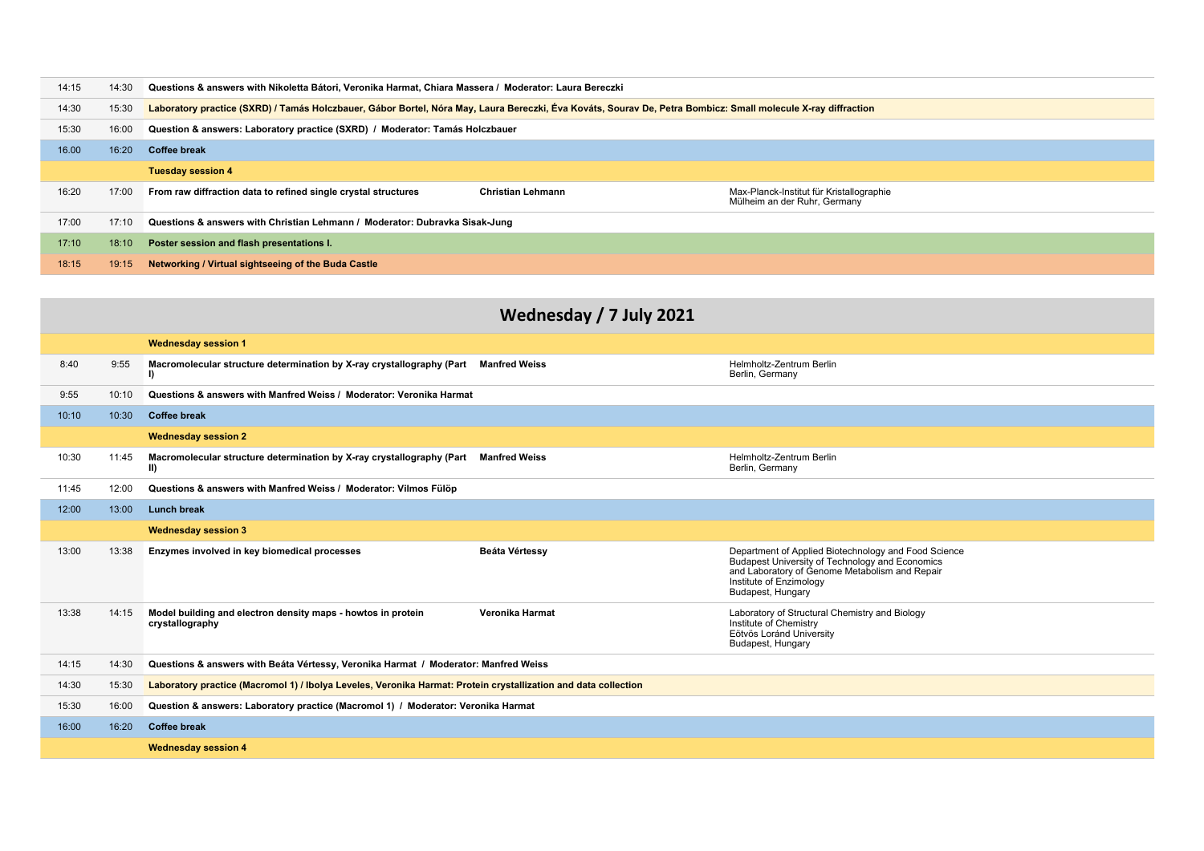| | | | | |
|---|---|---|---|---|
| 14:15 | 14:30 | **Questions & answers with Nikoletta Bátori, Veronika Harmat, Chiara Massera / Moderator: Laura Bereczki** | | |
| 14:30 | 15:30 | **Laboratory practice (SXRD) / Tamás Holczbauer, Gábor Bortel, Nóra May, Laura Bereczki, Éva Kováts, Sourav De, Petra Bombicz: Small molecule X-ray diffraction** | | |
| 15:30 | 16:00 | **Question & answers: Laboratory practice (SXRD) / Moderator: Tamás Holczbauer** | | |
| 16.00 | 16:20 | **Coffee break** | | |
| | | **Tuesday session 4** | | |
| 16:20 | 17:00 | **From raw diffraction data to refined single crystal structures** | **Christian Lehmann** | Max-Planck-Institut für Kristallographie Mülheim an der Ruhr, Germany |
| 17:00 | 17:10 | **Questions & answers with Christian Lehmann / Moderator: Dubravka Sisak-Jung** | | |
| 17:10 | 18:10 | **Poster session and flash presentations I.** | | |
| 18:15 | 19:15 | **Networking / Virtual sightseeing of the Buda Castle** | | |

## Wednesday / 7 July 2021

| | | | | |
|---|---|---|---|---|
| | | **Wednesday session 1** | | |
| 8:40 | 9:55 | **Macromolecular structure determination by X-ray crystallography (Part I)** | **Manfred Weiss** | Helmholtz-Zentrum Berlin Berlin, Germany |
| 9:55 | 10:10 | **Questions & answers with Manfred Weiss / Moderator: Veronika Harmat** | | |
| 10:10 | 10:30 | **Coffee break** | | |
| | | **Wednesday session 2** | | |
| 10:30 | 11:45 | **Macromolecular structure determination by X-ray crystallography (Part II)** | **Manfred Weiss** | Helmholtz-Zentrum Berlin Berlin, Germany |
| 11:45 | 12:00 | **Questions & answers with Manfred Weiss / Moderator: Vilmos Fülöp** | | |
| 12:00 | 13:00 | **Lunch break** | | |
| | | **Wednesday session 3** | | |
| 13:00 | 13:38 | **Enzymes involved in key biomedical processes** | **Beáta Vértessy** | Department of Applied Biotechnology and Food Science Budapest University of Technology and Economics and Laboratory of Genome Metabolism and Repair Institute of Enzimology Budapest, Hungary |
| 13:38 | 14:15 | **Model building and electron density maps - howtos in protein crystallography** | **Veronika Harmat** | Laboratory of Structural Chemistry and Biology Institute of Chemistry Eötvös Loránd University Budapest, Hungary |
| 14:15 | 14:30 | **Questions & answers with Beáta Vértessy, Veronika Harmat / Moderator: Manfred Weiss** | | |
| 14:30 | 15:30 | **Laboratory practice (Macromol 1) / Ibolya Leveles, Veronika Harmat: Protein crystallization and data collection** | | |
| 15:30 | 16:00 | **Question & answers: Laboratory practice (Macromol 1) / Moderator: Veronika Harmat** | | |
| 16:00 | 16:20 | **Coffee break** | | |
| | | **Wednesday session 4** | | |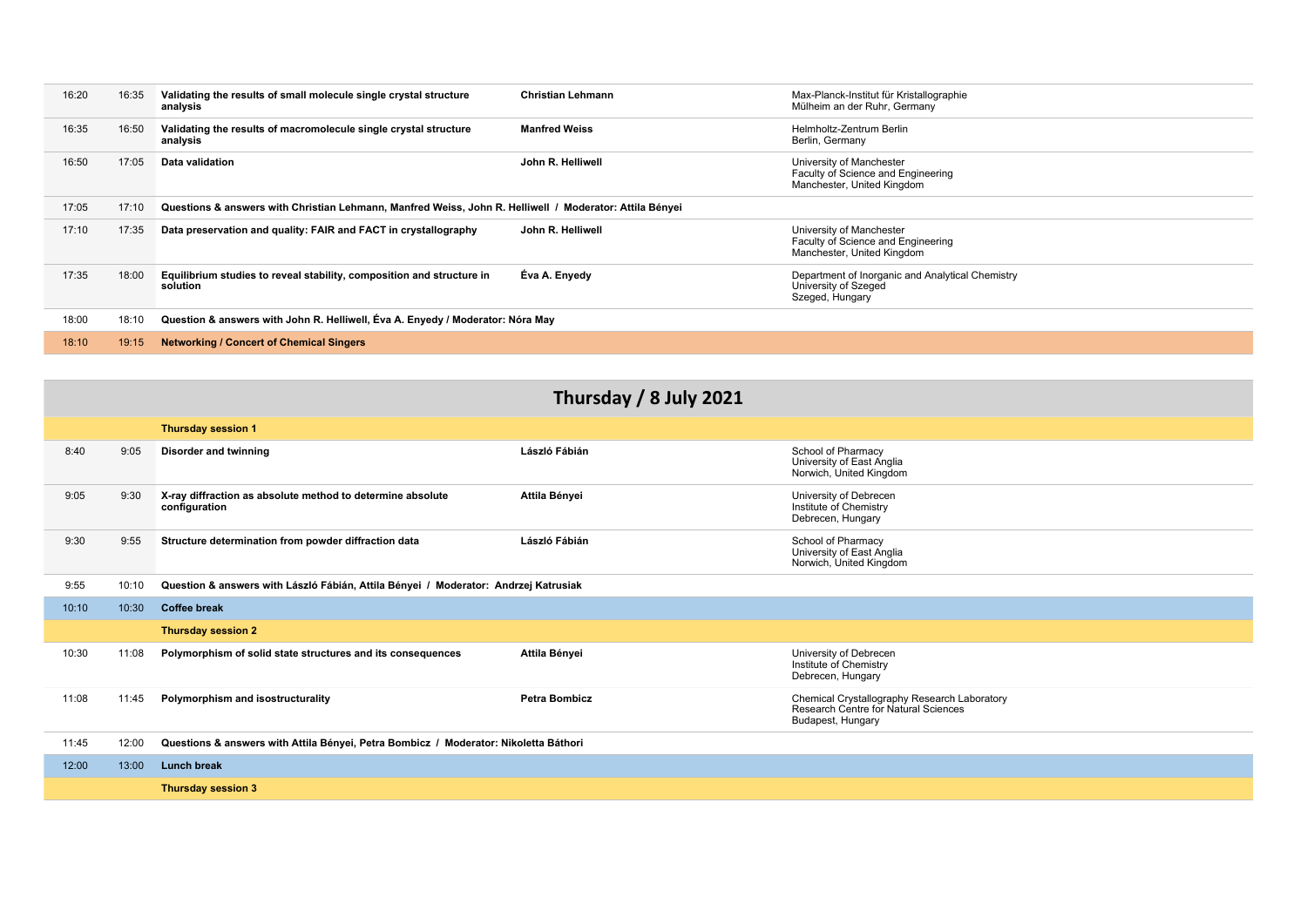| | | | | |
|---|---|---|---|---|
| 16:20 | 16:35 | **Validating the results of small molecule single crystal structure analysis** | **Christian Lehmann** | Max-Planck-Institut für Kristallographie<br>Mülheim an der Ruhr, Germany |
| 16:35 | 16:50 | **Validating the results of macromolecule single crystal structure analysis** | **Manfred Weiss** | Helmholtz-Zentrum Berlin<br>Berlin, Germany |
| 16:50 | 17:05 | **Data validation** | **John R. Helliwell** | University of Manchester<br>Faculty of Science and Engineering<br>Manchester, United Kingdom |
| 17:05 | 17:10 | **Questions & answers with Christian Lehmann, Manfred Weiss, John R. Helliwell / Moderator: Attila Bényei** | | |
| 17:10 | 17:35 | **Data preservation and quality: FAIR and FACT in crystallography** | **John R. Helliwell** | University of Manchester<br>Faculty of Science and Engineering<br>Manchester, United Kingdom |
| 17:35 | 18:00 | **Equilibrium studies to reveal stability, composition and structure in solution** | **Éva A. Enyedy** | Department of Inorganic and Analytical Chemistry<br>University of Szeged<br>Szeged, Hungary |
| 18:00 | 18:10 | **Question & answers with John R. Helliwell, Éva A. Enyedy / Moderator: Nóra May** | | |
| 18:10 | 19:15 | **Networking / Concert of Chemical Singers** | | |

## Thursday / 8 July 2021

| | | | | |
|---|---|---|---|---|
| | | **Thursday session 1** | | |
| 8:40 | 9:05 | **Disorder and twinning** | **László Fábián** | School of Pharmacy<br>University of East Anglia<br>Norwich, United Kingdom |
| 9:05 | 9:30 | **X-ray diffraction as absolute method to determine absolute configuration** | **Attila Bényei** | University of Debrecen<br>Institute of Chemistry<br>Debrecen, Hungary |
| 9:30 | 9:55 | **Structure determination from powder diffraction data** | **László Fábián** | School of Pharmacy<br>University of East Anglia<br>Norwich, United Kingdom |
| 9:55 | 10:10 | **Question & answers with László Fábián, Attila Bényei / Moderator: Andrzej Katrusiak** | | |
| 10:10 | 10:30 | **Coffee break** | | |
| | | **Thursday session 2** | | |
| 10:30 | 11:08 | **Polymorphism of solid state structures and its consequences** | **Attila Bényei** | University of Debrecen<br>Institute of Chemistry<br>Debrecen, Hungary |
| 11:08 | 11:45 | **Polymorphism and isostructurality** | **Petra Bombicz** | Chemical Crystallography Research Laboratory<br>Research Centre for Natural Sciences<br>Budapest, Hungary |
| 11:45 | 12:00 | **Questions & answers with Attila Bényei, Petra Bombicz / Moderator: Nikoletta Báthori** | | |
| 12:00 | 13:00 | **Lunch break** | | |
| | | **Thursday session 3** | | |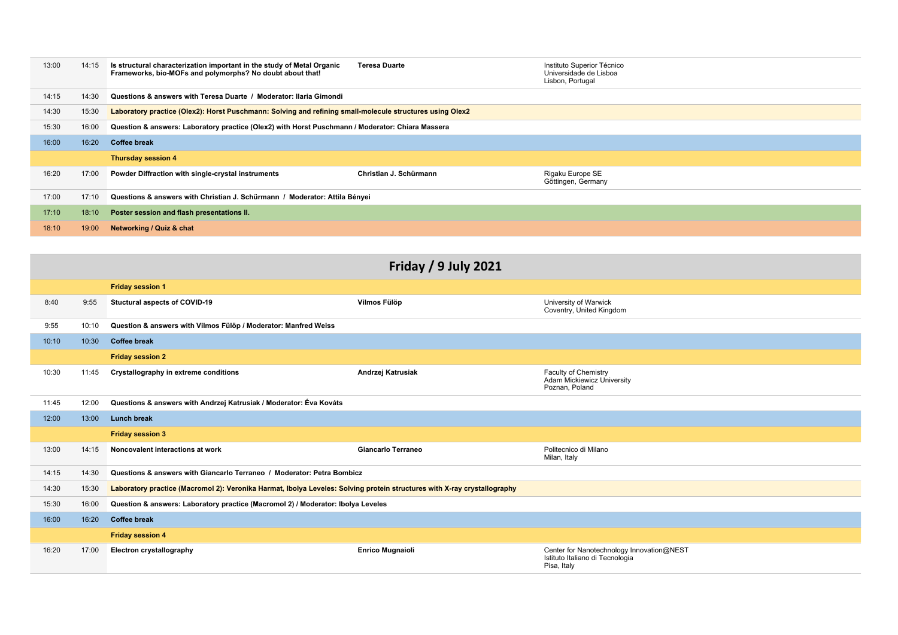| | | | | |
|---|---|---|---|---|
| 13:00 | 14:15 | **Is structural characterization important in the study of Metal Organic Frameworks, bio-MOFs and polymorphs? No doubt about that!** | **Teresa Duarte** | Instituto Superior Técnico<br>Universidade de Lisboa<br>Lisbon, Portugal |
| 14:15 | 14:30 | **Questions & answers with Teresa Duarte / Moderator: Ilaria Gimondi** | | |
| 14:30 | 15:30 | **Laboratory practice (Olex2): Horst Puschmann: Solving and refining small-molecule structures using Olex2** | | |
| 15:30 | 16:00 | **Question & answers: Laboratory practice (Olex2) with Horst Puschmann / Moderator: Chiara Massera** | | |
| 16:00 | 16:20 | **Coffee break** | | |
| | | **Thursday session 4** | | |
| 16:20 | 17:00 | **Powder Diffraction with single-crystal instruments** | **Christian J. Schürmann** | Rigaku Europe SE<br>Göttingen, Germany |
| 17:00 | 17:10 | **Questions & answers with Christian J. Schürmann / Moderator: Attila Bényei** | | |
| 17:10 | 18:10 | **Poster session and flash presentations II.** | | |
| 18:10 | 19:00 | **Networking / Quiz & chat** | | |

## Friday / 9 July 2021

| | | | | |
|---|---|---|---|---|
| | | **Friday session 1** | | |
| 8:40 | 9:55 | **Stuctural aspects of COVID-19** | **Vilmos Fülöp** | University of Warwick<br>Coventry, United Kingdom |
| 9:55 | 10:10 | **Question & answers with Vilmos Fülöp / Moderator: Manfred Weiss** | | |
| 10:10 | 10:30 | **Coffee break** | | |
| | | **Friday session 2** | | |
| 10:30 | 11:45 | **Crystallography in extreme conditions** | **Andrzej Katrusiak** | Faculty of Chemistry<br>Adam Mickiewicz University<br>Poznan, Poland |
| 11:45 | 12:00 | **Questions & answers with Andrzej Katrusiak / Moderator: Éva Kováts** | | |
| 12:00 | 13:00 | **Lunch break** | | |
| | | **Friday session 3** | | |
| 13:00 | 14:15 | **Noncovalent interactions at work** | **Giancarlo Terraneo** | Politecnico di Milano<br>Milan, Italy |
| 14:15 | 14:30 | **Questions & answers with Giancarlo Terraneo / Moderator: Petra Bombicz** | | |
| 14:30 | 15:30 | **Laboratory practice (Macromol 2): Veronika Harmat, Ibolya Leveles: Solving protein structures with X-ray crystallography** | | |
| 15:30 | 16:00 | **Question & answers: Laboratory practice (Macromol 2) / Moderator: Ibolya Leveles** | | |
| 16:00 | 16:20 | **Coffee break** | | |
| | | **Friday session 4** | | |
| 16:20 | 17:00 | **Electron crystallography** | **Enrico Mugnaioli** | Center for Nanotechnology Innovation@NEST<br>Istituto Italiano di Tecnologia<br>Pisa, Italy |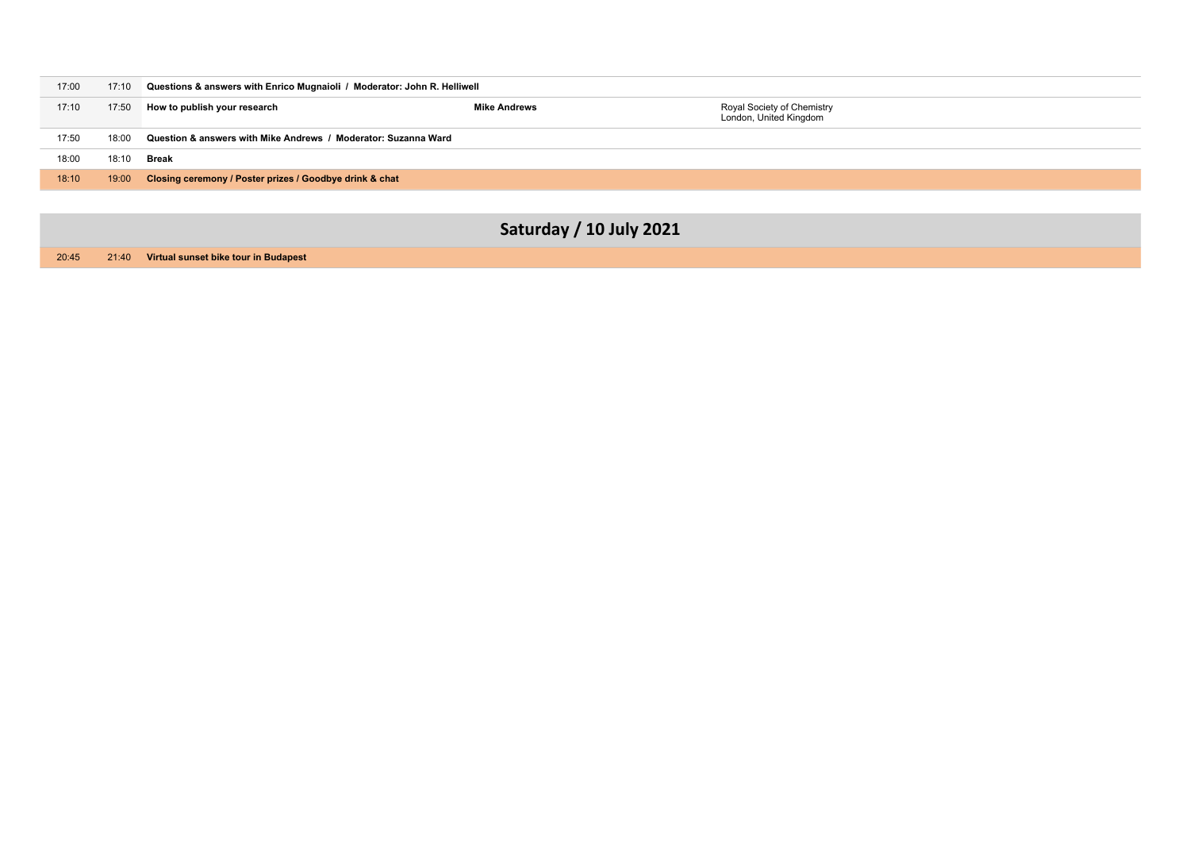| | | | | |
|---|---|---|---|---|
| 17:00 | 17:10 | **Questions & answers with Enrico Mugnaioli / Moderator: John R. Helliwell** | | |
| 17:10 | 17:50 | **How to publish your research** | **Mike Andrews** | Royal Society of Chemistry<br>London, United Kingdom |
| 17:50 | 18:00 | **Question & answers with Mike Andrews / Moderator: Suzanna Ward** | | |
| 18:00 | 18:10 | **Break** | | |
| 18:10 | 19:00 | **Closing ceremony / Poster prizes / Goodbye drink & chat** | | |

## Saturday / 10 July 2021

| | | |
|---|---|---|
| 20:45 | 21:40 | **Virtual sunset bike tour in Budapest** |